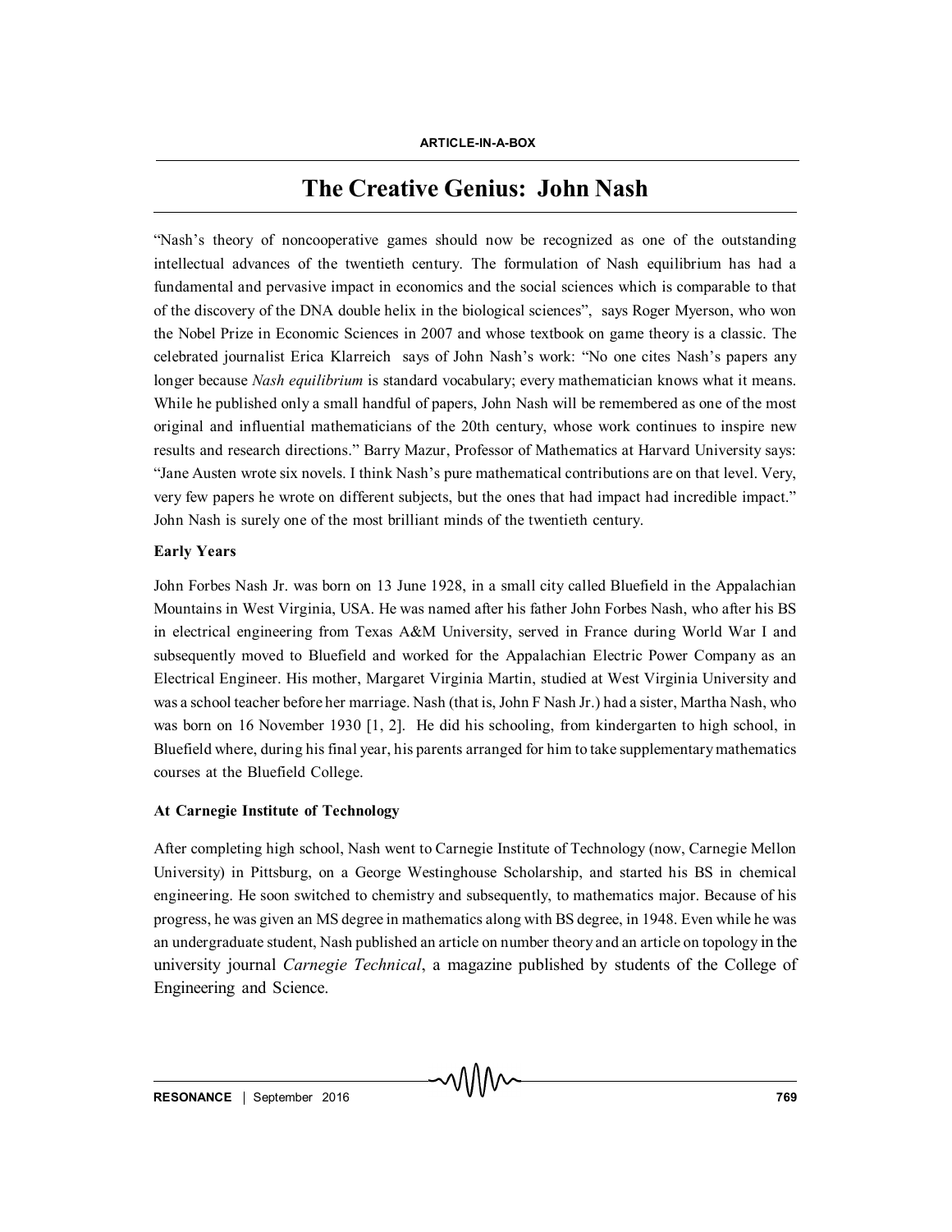ARTICLE-IN-A-BOX

# The Creative Genius: John Nash

"Nash's theory of noncooperative games should now be recognized as one of the outstanding intellectual advances of the twentieth century. The formulation of Nash equilibrium has had a fundamental and pervasive impact in economics and the social sciences which is comparable to that of the discovery of the DNA double helix in the biological sciences", says Roger Myerson, who won the Nobel Prize in Economic Sciences in 2007 and whose textbook on game theory is a classic. The celebrated journalist Erica Klarreich says of John Nash's work: "No one cites Nash's papers any longer because *Nash equilibrium* is standard vocabulary; every mathematician knows what it means. While he published only a small handful of papers, John Nash will be remembered as one of the most original and influential mathematicians of the 20th century, whose work continues to inspire new results and research directions." Barry Mazur, Professor of Mathematics at Harvard University says: "Jane Austen wrote six novels. I think Nash's pure mathematical contributions are on that level. Very, very few papers he wrote on different subjects, but the ones that had impact had incredible impact." John Nash is surely one of the most brilliant minds of the twentieth century.

**Early Years**

John Forbes Nash Jr. was born on 13 June 1928, in a small city called Bluefield in the Appalachian Mountains in West Virginia, USA. He was named after his father John Forbes Nash, who after his BS in electrical engineering from Texas A&M University, served in France during World War I and subsequently moved to Bluefield and worked for the Appalachian Electric Power Company as an Electrical Engineer. His mother, Margaret Virginia Martin, studied at West Virginia University and was a school teacher before her marriage. Nash (that is, John F Nash Jr.) had a sister, Martha Nash, who was born on 16 November 1930 [1, 2]. He did his schooling, from kindergarten to high school, in Bluefield where, during his final year, his parents arranged for him to take supplementary mathematics courses at the Bluefield College.

**At Carnegie Institute of Technology**

After completing high school, Nash went to Carnegie Institute of Technology (now, Carnegie Mellon University) in Pittsburg, on a George Westinghouse Scholarship, and started his BS in chemical engineering. He soon switched to chemistry and subsequently, to mathematics major. Because of his progress, he was given an MS degree in mathematics along with BS degree, in 1948. Even while he was an undergraduate student, Nash published an article on number theory and an article on topology in the university journal *Carnegie Technical*, a magazine published by students of the College of Engineering and Science.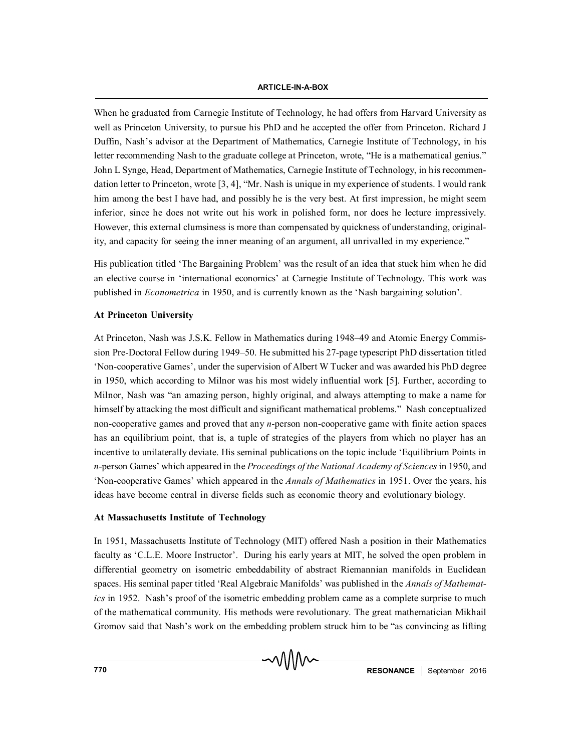When he graduated from Carnegie Institute of Technology, he had offers from Harvard University as well as Princeton University, to pursue his PhD and he accepted the offer from Princeton. Richard J Duffin, Nash's advisor at the Department of Mathematics, Carnegie Institute of Technology, in his letter recommending Nash to the graduate college at Princeton, wrote, "He is a mathematical genius." John L Synge, Head, Department of Mathematics, Carnegie Institute of Technology, in his recommendation letter to Princeton, wrote [3, 4], "Mr. Nash is unique in my experience of students. I would rank him among the best I have had, and possibly he is the very best. At first impression, he might seem inferior, since he does not write out his work in polished form, nor does he lecture impressively. However, this external clumsiness is more than compensated by quickness of understanding, originality, and capacity for seeing the inner meaning of an argument, all unrivalled in my experience."

His publication titled 'The Bargaining Problem' was the result of an idea that stuck him when he did an elective course in 'international economics' at Carnegie Institute of Technology. This work was published in *Econometrica* in 1950, and is currently known as the 'Nash bargaining solution'.

**At Princeton University**

At Princeton, Nash was J.S.K. Fellow in Mathematics during 1948–49 and Atomic Energy Commission Pre-Doctoral Fellow during 1949–50. He submitted his 27-page typescript PhD dissertation titled 'Non-cooperative Games', under the supervision of Albert W Tucker and was awarded his PhD degree in 1950, which according to Milnor was his most widely influential work [5]. Further, according to Milnor, Nash was "an amazing person, highly original, and always attempting to make a name for himself by attacking the most difficult and significant mathematical problems." Nash conceptualized non-cooperative games and proved that any $n$-person non-cooperative game with finite action spaces has an equilibrium point, that is, a tuple of strategies of the players from which no player has an incentive to unilaterally deviate. His seminal publications on the topic include 'Equilibrium Points in $n$-person Games' which appeared in the *Proceedings of the National Academy of Sciences* in 1950, and 'Non-cooperative Games' which appeared in the *Annals of Mathematics* in 1951. Over the years, his ideas have become central in diverse fields such as economic theory and evolutionary biology.

**At Massachusetts Institute of Technology**

In 1951, Massachusetts Institute of Technology (MIT) offered Nash a position in their Mathematics faculty as 'C.L.E. Moore Instructor'. During his early years at MIT, he solved the open problem in differential geometry on isometric embeddability of abstract Riemannian manifolds in Euclidean spaces. His seminal paper titled 'Real Algebraic Manifolds' was published in the *Annals of Mathematics* in 1952. Nash's proof of the isometric embedding problem came as a complete surprise to much of the mathematical community. His methods were revolutionary. The great mathematician Mikhail Gromov said that Nash's work on the embedding problem struck him to be "as convincing as lifting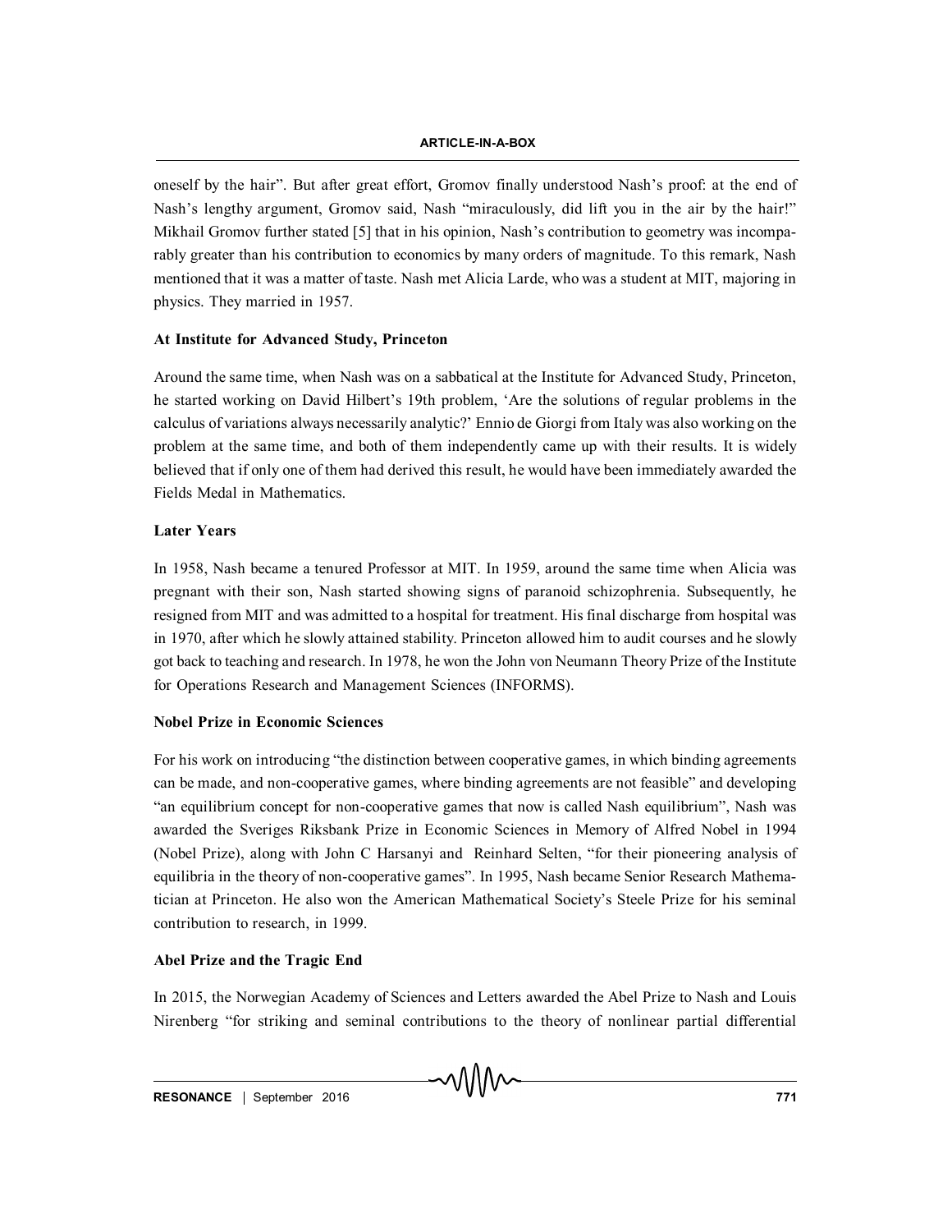oneself by the hair". But after great effort, Gromov finally understood Nash's proof: at the end of Nash's lengthy argument, Gromov said, Nash "miraculously, did lift you in the air by the hair!" Mikhail Gromov further stated [5] that in his opinion, Nash's contribution to geometry was incomparably greater than his contribution to economics by many orders of magnitude. To this remark, Nash mentioned that it was a matter of taste. Nash met Alicia Larde, who was a student at MIT, majoring in physics. They married in 1957.

**At Institute for Advanced Study, Princeton**

Around the same time, when Nash was on a sabbatical at the Institute for Advanced Study, Princeton, he started working on David Hilbert's 19th problem, 'Are the solutions of regular problems in the calculus of variations always necessarily analytic?' Ennio de Giorgi from Italy was also working on the problem at the same time, and both of them independently came up with their results. It is widely believed that if only one of them had derived this result, he would have been immediately awarded the Fields Medal in Mathematics.

**Later Years**

In 1958, Nash became a tenured Professor at MIT. In 1959, around the same time when Alicia was pregnant with their son, Nash started showing signs of paranoid schizophrenia. Subsequently, he resigned from MIT and was admitted to a hospital for treatment. His final discharge from hospital was in 1970, after which he slowly attained stability. Princeton allowed him to audit courses and he slowly got back to teaching and research. In 1978, he won the John von Neumann Theory Prize of the Institute for Operations Research and Management Sciences (INFORMS).

**Nobel Prize in Economic Sciences**

For his work on introducing "the distinction between cooperative games, in which binding agreements can be made, and non-cooperative games, where binding agreements are not feasible" and developing "an equilibrium concept for non-cooperative games that now is called Nash equilibrium", Nash was awarded the Sveriges Riksbank Prize in Economic Sciences in Memory of Alfred Nobel in 1994 (Nobel Prize), along with John C Harsanyi and Reinhard Selten, "for their pioneering analysis of equilibria in the theory of non-cooperative games". In 1995, Nash became Senior Research Mathematician at Princeton. He also won the American Mathematical Society's Steele Prize for his seminal contribution to research, in 1999.

**Abel Prize and the Tragic End**

In 2015, the Norwegian Academy of Sciences and Letters awarded the Abel Prize to Nash and Louis Nirenberg "for striking and seminal contributions to the theory of nonlinear partial differential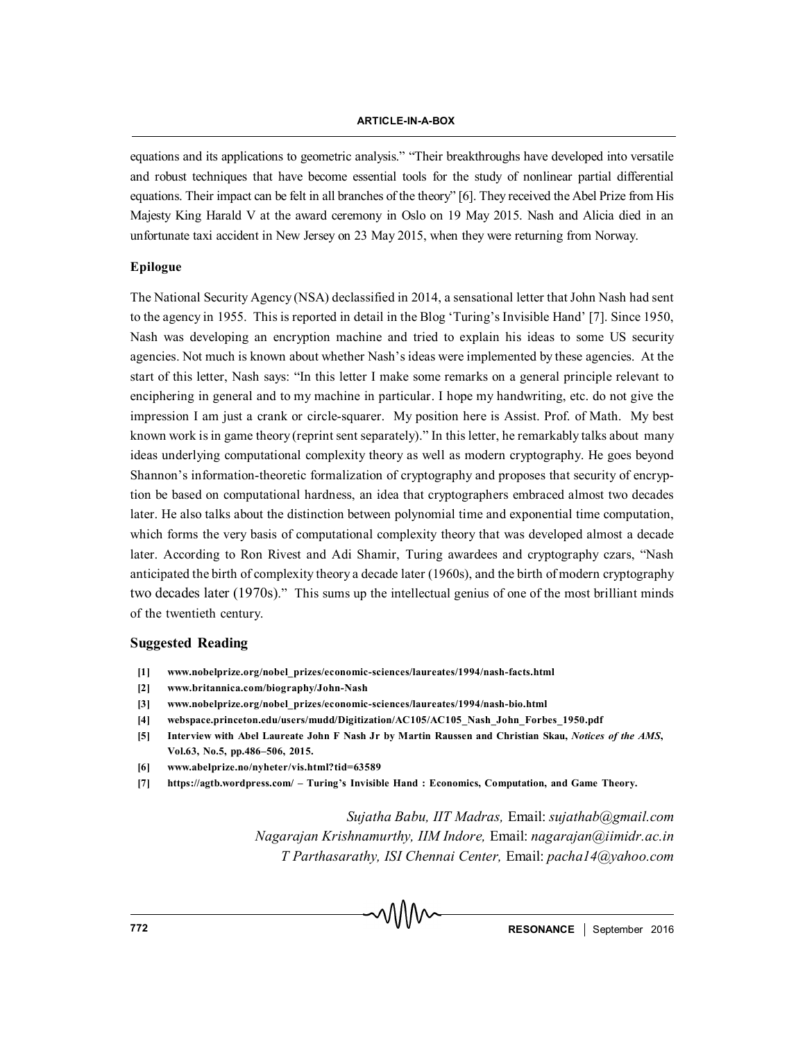equations and its applications to geometric analysis." "Their breakthroughs have developed into versatile and robust techniques that have become essential tools for the study of nonlinear partial differential equations. Their impact can be felt in all branches of the theory" [6]. They received the Abel Prize from His Majesty King Harald V at the award ceremony in Oslo on 19 May 2015. Nash and Alicia died in an unfortunate taxi accident in New Jersey on 23 May 2015, when they were returning from Norway.

### Epilogue

The National Security Agency (NSA) declassified in 2014, a sensational letter that John Nash had sent to the agency in 1955. This is reported in detail in the Blog 'Turing's Invisible Hand' [7]. Since 1950, Nash was developing an encryption machine and tried to explain his ideas to some US security agencies. Not much is known about whether Nash's ideas were implemented by these agencies. At the start of this letter, Nash says: "In this letter I make some remarks on a general principle relevant to enciphering in general and to my machine in particular. I hope my handwriting, etc. do not give the impression I am just a crank or circle-squarer. My position here is Assist. Prof. of Math. My best known work is in game theory (reprint sent separately)." In this letter, he remarkably talks about many ideas underlying computational complexity theory as well as modern cryptography. He goes beyond Shannon's information-theoretic formalization of cryptography and proposes that security of encryption be based on computational hardness, an idea that cryptographers embraced almost two decades later. He also talks about the distinction between polynomial time and exponential time computation, which forms the very basis of computational complexity theory that was developed almost a decade later. According to Ron Rivest and Adi Shamir, Turing awardees and cryptography czars, "Nash anticipated the birth of complexity theory a decade later (1960s), and the birth of modern cryptography two decades later (1970s)." This sums up the intellectual genius of one of the most brilliant minds of the twentieth century.

## Suggested Reading

[1] www.nobelprize.org/nobel_prizes/economic-sciences/laureates/1994/nash-facts.html

[2] www.britannica.com/biography/John-Nash

[3] www.nobelprize.org/nobel_prizes/economic-sciences/laureates/1994/nash-bio.html

[4] webspace.princeton.edu/users/mudd/Digitization/AC105/AC105_Nash_John_Forbes_1950.pdf

[5] Interview with Abel Laureate John F Nash Jr by Martin Raussen and Christian Skau, *Notices of the AMS*, Vol.63, No.5, pp.486–506, 2015.

[6] www.abelprize.no/nyheter/vis.html?tid=63589

[7] https://agtb.wordpress.com/ – Turing's Invisible Hand : Economics, Computation, and Game Theory.

*Sujatha Babu, IIT Madras,* Email: *sujathab@gmail.com*
*Nagarajan Krishnamurthy, IIM Indore,* Email: *nagarajan@iimidr.ac.in*
*T Parthasarathy, ISI Chennai Center,* Email: *pacha14@yahoo.com*